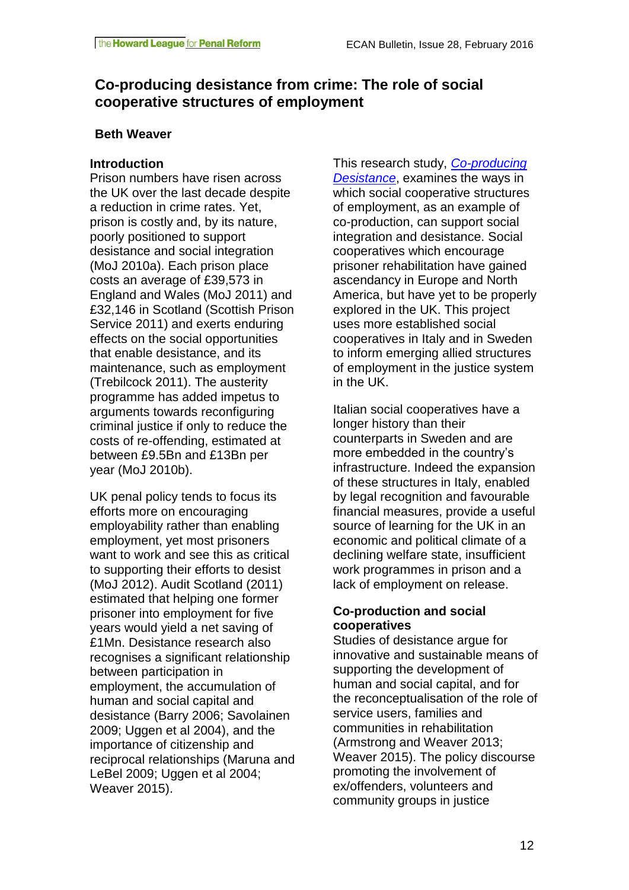# Co-producing desistance from crime: The role of social cooperative structures of employment

**Beth Weaver**

## Introduction

Prison numbers have risen across the UK over the last decade despite a reduction in crime rates. Yet, prison is costly and, by its nature, poorly positioned to support desistance and social integration (MoJ 2010a). Each prison place costs an average of £39,573 in England and Wales (MoJ 2011) and £32,146 in Scotland (Scottish Prison Service 2011) and exerts enduring effects on the social opportunities that enable desistance, and its maintenance, such as employment (Trebilcock 2011). The austerity programme has added impetus to arguments towards reconfiguring criminal justice if only to reduce the costs of re-offending, estimated at between £9.5Bn and £13Bn per year (MoJ 2010b).

UK penal policy tends to focus its efforts more on encouraging employability rather than enabling employment, yet most prisoners want to work and see this as critical to supporting their efforts to desist (MoJ 2012). Audit Scotland (2011) estimated that helping one former prisoner into employment for five years would yield a net saving of £1Mn. Desistance research also recognises a significant relationship between participation in employment, the accumulation of human and social capital and desistance (Barry 2006; Savolainen 2009; Uggen et al 2004), and the importance of citizenship and reciprocal relationships (Maruna and LeBel 2009; Uggen et al 2004; Weaver 2015).

This research study, *Co-producing Desistance*, examines the ways in which social cooperative structures of employment, as an example of co-production, can support social integration and desistance. Social cooperatives which encourage prisoner rehabilitation have gained ascendancy in Europe and North America, but have yet to be properly explored in the UK. This project uses more established social cooperatives in Italy and in Sweden to inform emerging allied structures of employment in the justice system in the UK.

Italian social cooperatives have a longer history than their counterparts in Sweden and are more embedded in the country's infrastructure. Indeed the expansion of these structures in Italy, enabled by legal recognition and favourable financial measures, provide a useful source of learning for the UK in an economic and political climate of a declining welfare state, insufficient work programmes in prison and a lack of employment on release.

## Co-production and social cooperatives

Studies of desistance argue for innovative and sustainable means of supporting the development of human and social capital, and for the reconceptualisation of the role of service users, families and communities in rehabilitation (Armstrong and Weaver 2013; Weaver 2015). The policy discourse promoting the involvement of ex/offenders, volunteers and community groups in justice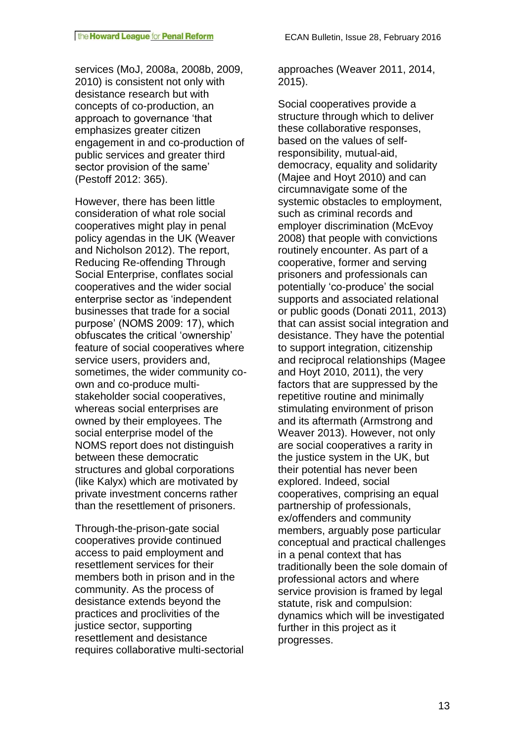services (MoJ, 2008a, 2008b, 2009, 2010) is consistent not only with desistance research but with concepts of co-production, an approach to governance 'that emphasizes greater citizen engagement in and co-production of public services and greater third sector provision of the same' (Pestoff 2012: 365).

However, there has been little consideration of what role social cooperatives might play in penal policy agendas in the UK (Weaver and Nicholson 2012). The report, Reducing Re-offending Through Social Enterprise, conflates social cooperatives and the wider social enterprise sector as 'independent businesses that trade for a social purpose' (NOMS 2009: 17), which obfuscates the critical 'ownership' feature of social cooperatives where service users, providers and, sometimes, the wider community co-own and co-produce multi-stakeholder social cooperatives, whereas social enterprises are owned by their employees. The social enterprise model of the NOMS report does not distinguish between these democratic structures and global corporations (like Kalyx) which are motivated by private investment concerns rather than the resettlement of prisoners.

Through-the-prison-gate social cooperatives provide continued access to paid employment and resettlement services for their members both in prison and in the community. As the process of desistance extends beyond the practices and proclivities of the justice sector, supporting resettlement and desistance requires collaborative multi-sectorial approaches (Weaver 2011, 2014, 2015).

Social cooperatives provide a structure through which to deliver these collaborative responses, based on the values of self-responsibility, mutual-aid, democracy, equality and solidarity (Majee and Hoyt 2010) and can circumnavigate some of the systemic obstacles to employment, such as criminal records and employer discrimination (McEvoy 2008) that people with convictions routinely encounter. As part of a cooperative, former and serving prisoners and professionals can potentially 'co-produce' the social supports and associated relational or public goods (Donati 2011, 2013) that can assist social integration and desistance. They have the potential to support integration, citizenship and reciprocal relationships (Magee and Hoyt 2010, 2011), the very factors that are suppressed by the repetitive routine and minimally stimulating environment of prison and its aftermath (Armstrong and Weaver 2013). However, not only are social cooperatives a rarity in the justice system in the UK, but their potential has never been explored. Indeed, social cooperatives, comprising an equal partnership of professionals, ex/offenders and community members, arguably pose particular conceptual and practical challenges in a penal context that has traditionally been the sole domain of professional actors and where service provision is framed by legal statute, risk and compulsion: dynamics which will be investigated further in this project as it progresses.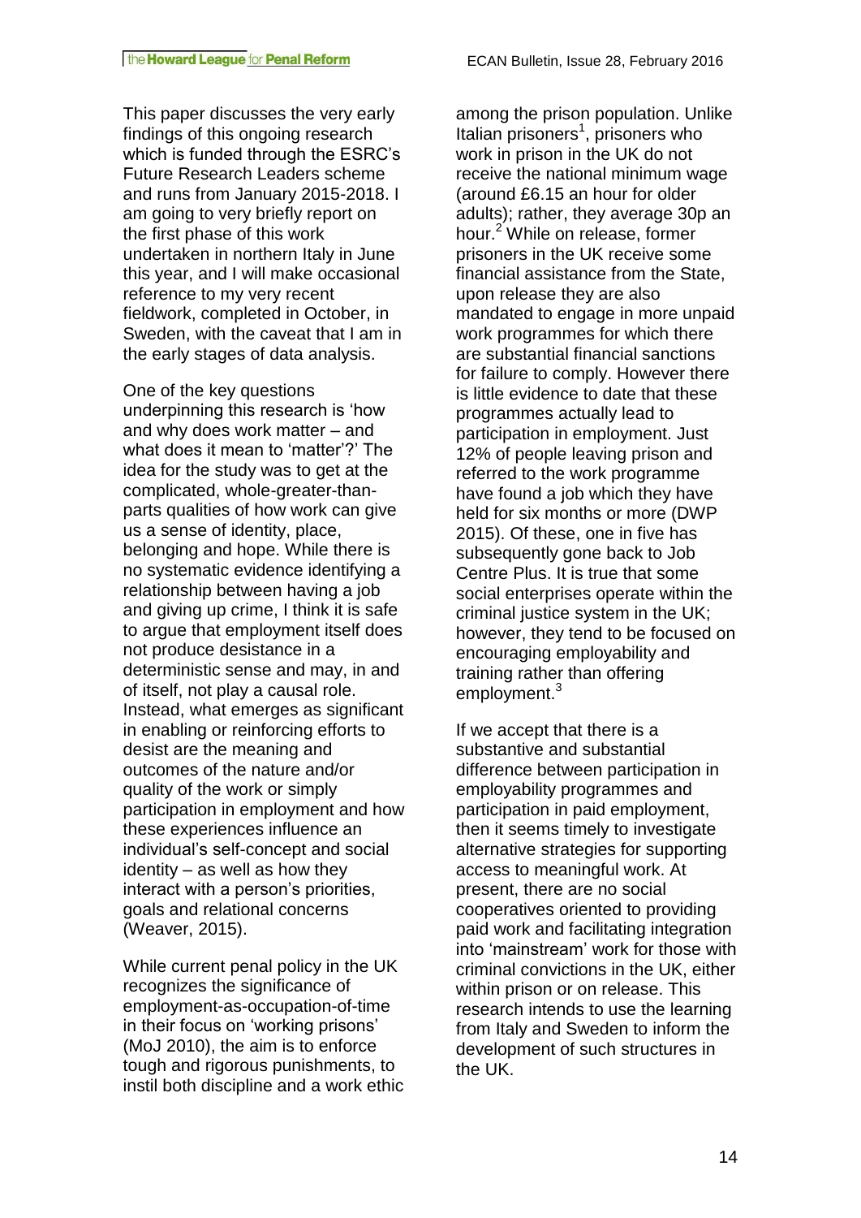This paper discusses the very early findings of this ongoing research which is funded through the ESRC's Future Research Leaders scheme and runs from January 2015-2018. I am going to very briefly report on the first phase of this work undertaken in northern Italy in June this year, and I will make occasional reference to my very recent fieldwork, completed in October, in Sweden, with the caveat that I am in the early stages of data analysis.

One of the key questions underpinning this research is 'how and why does work matter – and what does it mean to 'matter'?' The idea for the study was to get at the complicated, whole-greater-than-parts qualities of how work can give us a sense of identity, place, belonging and hope. While there is no systematic evidence identifying a relationship between having a job and giving up crime, I think it is safe to argue that employment itself does not produce desistance in a deterministic sense and may, in and of itself, not play a causal role. Instead, what emerges as significant in enabling or reinforcing efforts to desist are the meaning and outcomes of the nature and/or quality of the work or simply participation in employment and how these experiences influence an individual's self-concept and social identity – as well as how they interact with a person's priorities, goals and relational concerns (Weaver, 2015).

While current penal policy in the UK recognizes the significance of employment-as-occupation-of-time in their focus on 'working prisons' (MoJ 2010), the aim is to enforce tough and rigorous punishments, to instil both discipline and a work ethic among the prison population. Unlike Italian prisoners[1], prisoners who work in prison in the UK do not receive the national minimum wage (around £6.15 an hour for older adults); rather, they average 30p an hour.[2] While on release, former prisoners in the UK receive some financial assistance from the State, upon release they are also mandated to engage in more unpaid work programmes for which there are substantial financial sanctions for failure to comply. However there is little evidence to date that these programmes actually lead to participation in employment. Just 12% of people leaving prison and referred to the work programme have found a job which they have held for six months or more (DWP 2015). Of these, one in five has subsequently gone back to Job Centre Plus. It is true that some social enterprises operate within the criminal justice system in the UK; however, they tend to be focused on encouraging employability and training rather than offering employment.[3]

If we accept that there is a substantive and substantial difference between participation in employability programmes and participation in paid employment, then it seems timely to investigate alternative strategies for supporting access to meaningful work. At present, there are no social cooperatives oriented to providing paid work and facilitating integration into 'mainstream' work for those with criminal convictions in the UK, either within prison or on release. This research intends to use the learning from Italy and Sweden to inform the development of such structures in the UK.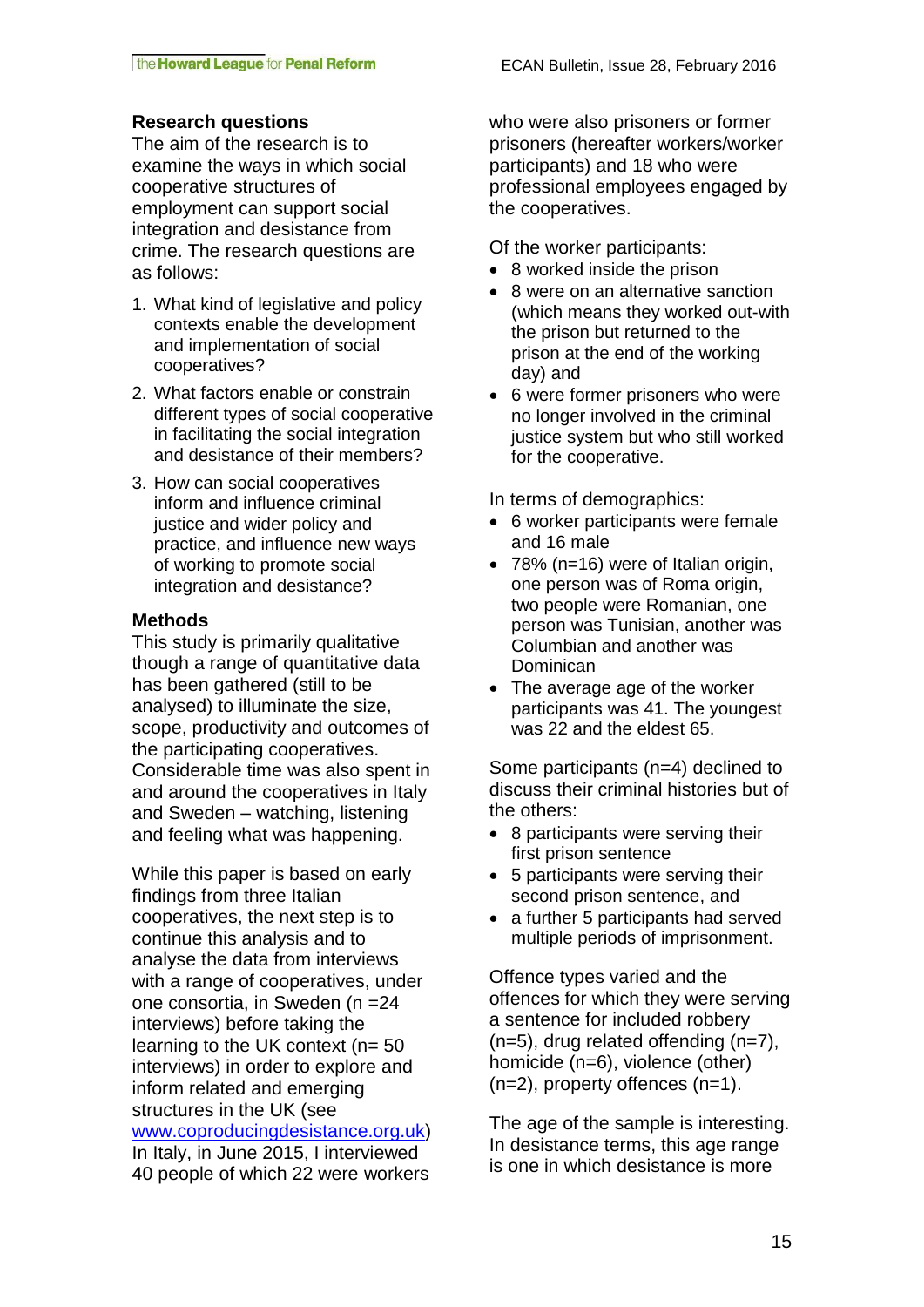## Research questions

The aim of the research is to examine the ways in which social cooperative structures of employment can support social integration and desistance from crime. The research questions are as follows:

1. What kind of legislative and policy contexts enable the development and implementation of social cooperatives?
2. What factors enable or constrain different types of social cooperative in facilitating the social integration and desistance of their members?
3. How can social cooperatives inform and influence criminal justice and wider policy and practice, and influence new ways of working to promote social integration and desistance?

## Methods

This study is primarily qualitative though a range of quantitative data has been gathered (still to be analysed) to illuminate the size, scope, productivity and outcomes of the participating cooperatives. Considerable time was also spent in and around the cooperatives in Italy and Sweden – watching, listening and feeling what was happening.

While this paper is based on early findings from three Italian cooperatives, the next step is to continue this analysis and to analyse the data from interviews with a range of cooperatives, under one consortia, in Sweden (n =24 interviews) before taking the learning to the UK context (n= 50 interviews) in order to explore and inform related and emerging structures in the UK (see www.coproducingdesistance.org.uk) In Italy, in June 2015, I interviewed 40 people of which 22 were workers who were also prisoners or former prisoners (hereafter workers/worker participants) and 18 who were professional employees engaged by the cooperatives.

Of the worker participants:

- 8 worked inside the prison
- 8 were on an alternative sanction (which means they worked out-with the prison but returned to the prison at the end of the working day) and
- 6 were former prisoners who were no longer involved in the criminal justice system but who still worked for the cooperative.

In terms of demographics:

- 6 worker participants were female and 16 male
- 78% (n=16) were of Italian origin, one person was of Roma origin, two people were Romanian, one person was Tunisian, another was Columbian and another was Dominican
- The average age of the worker participants was 41. The youngest was 22 and the eldest 65.

Some participants (n=4) declined to discuss their criminal histories but of the others:

- 8 participants were serving their first prison sentence
- 5 participants were serving their second prison sentence, and
- a further 5 participants had served multiple periods of imprisonment.

Offence types varied and the offences for which they were serving a sentence for included robbery (n=5), drug related offending (n=7), homicide (n=6), violence (other) (n=2), property offences (n=1).

The age of the sample is interesting. In desistance terms, this age range is one in which desistance is more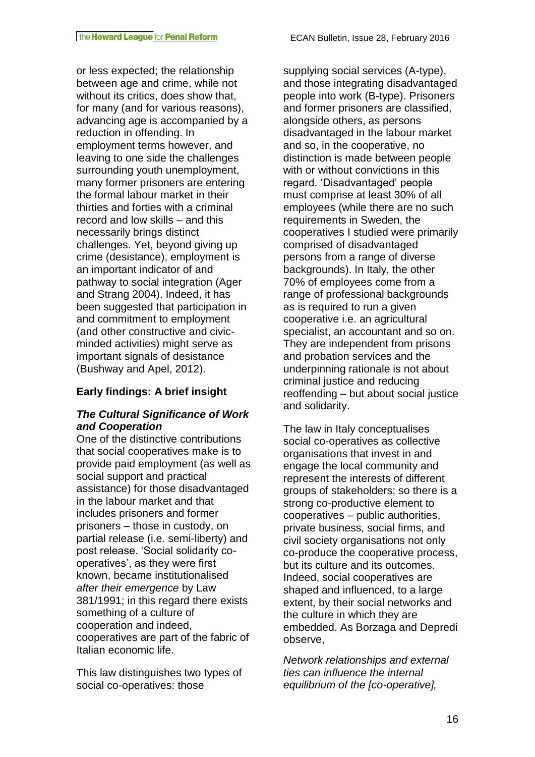or less expected; the relationship between age and crime, while not without its critics, does show that, for many (and for various reasons), advancing age is accompanied by a reduction in offending. In employment terms however, and leaving to one side the challenges surrounding youth unemployment, many former prisoners are entering the formal labour market in their thirties and forties with a criminal record and low skills – and this necessarily brings distinct challenges. Yet, beyond giving up crime (desistance), employment is an important indicator of and pathway to social integration (Ager and Strang 2004). Indeed, it has been suggested that participation in and commitment to employment (and other constructive and civic-minded activities) might serve as important signals of desistance (Bushway and Apel, 2012).

## Early findings: A brief insight

### *The Cultural Significance of Work and Cooperation*

One of the distinctive contributions that social cooperatives make is to provide paid employment (as well as social support and practical assistance) for those disadvantaged in the labour market and that includes prisoners and former prisoners – those in custody, on partial release (i.e. semi-liberty) and post release. 'Social solidarity co-operatives', as they were first known, became institutionalised *after their emergence* by Law 381/1991; in this regard there exists something of a culture of cooperation and indeed, cooperatives are part of the fabric of Italian economic life.

This law distinguishes two types of social co-operatives: those supplying social services (A-type), and those integrating disadvantaged people into work (B-type). Prisoners and former prisoners are classified, alongside others, as persons disadvantaged in the labour market and so, in the cooperative, no distinction is made between people with or without convictions in this regard. 'Disadvantaged' people must comprise at least 30% of all employees (while there are no such requirements in Sweden, the cooperatives I studied were primarily comprised of disadvantaged persons from a range of diverse backgrounds). In Italy, the other 70% of employees come from a range of professional backgrounds as is required to run a given cooperative i.e. an agricultural specialist, an accountant and so on. They are independent from prisons and probation services and the underpinning rationale is not about criminal justice and reducing reoffending – but about social justice and solidarity.

The law in Italy conceptualises social co-operatives as collective organisations that invest in and engage the local community and represent the interests of different groups of stakeholders; so there is a strong co-productive element to cooperatives – public authorities, private business, social firms, and civil society organisations not only co-produce the cooperative process, but its culture and its outcomes. Indeed, social cooperatives are shaped and influenced, to a large extent, by their social networks and the culture in which they are embedded. As Borzaga and Depredi observe,

*Network relationships and external ties can influence the internal equilibrium of the [co-operative],*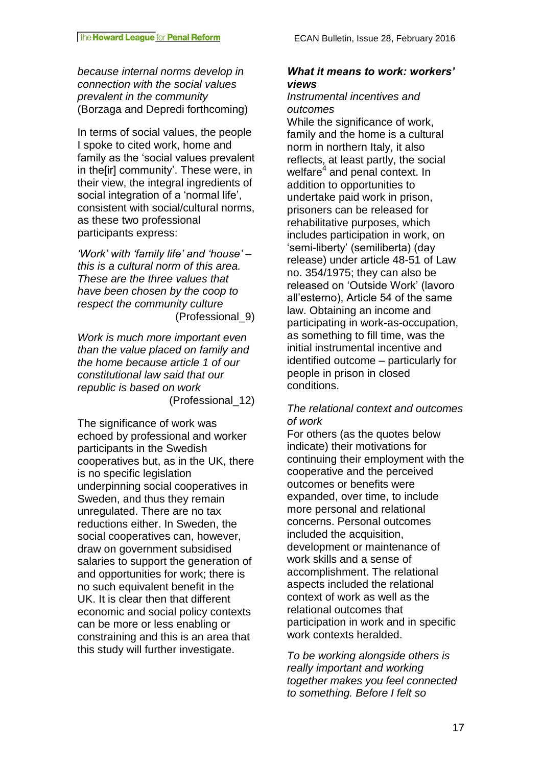*because internal norms develop in connection with the social values prevalent in the community* (Borzaga and Depredi forthcoming)

In terms of social values, the people I spoke to cited work, home and family as the 'social values prevalent in the[ir] community'. These were, in their view, the integral ingredients of social integration of a 'normal life', consistent with social/cultural norms, as these two professional participants express:

*'Work' with 'family life' and 'house' – this is a cultural norm of this area. These are the three values that have been chosen by the coop to respect the community culture* (Professional_9)

*Work is much more important even than the value placed on family and the home because article 1 of our constitutional law said that our republic is based on work* (Professional_12)

The significance of work was echoed by professional and worker participants in the Swedish cooperatives but, as in the UK, there is no specific legislation underpinning social cooperatives in Sweden, and thus they remain unregulated. There are no tax reductions either. In Sweden, the social cooperatives can, however, draw on government subsidised salaries to support the generation of and opportunities for work; there is no such equivalent benefit in the UK. It is clear then that different economic and social policy contexts can be more or less enabling or constraining and this is an area that this study will further investigate.

### *What it means to work: workers' views*

*Instrumental incentives and outcomes*

While the significance of work, family and the home is a cultural norm in northern Italy, it also reflects, at least partly, the social welfare[4] and penal context. In addition to opportunities to undertake paid work in prison, prisoners can be released for rehabilitative purposes, which includes participation in work, on 'semi-liberty' (semiliberta) (day release) under article 48-51 of Law no. 354/1975; they can also be released on 'Outside Work' (lavoro all'esterno), Article 54 of the same law. Obtaining an income and participating in work-as-occupation, as something to fill time, was the initial instrumental incentive and identified outcome – particularly for people in prison in closed conditions.

*The relational context and outcomes of work*

For others (as the quotes below indicate) their motivations for continuing their employment with the cooperative and the perceived outcomes or benefits were expanded, over time, to include more personal and relational concerns. Personal outcomes included the acquisition, development or maintenance of work skills and a sense of accomplishment. The relational aspects included the relational context of work as well as the relational outcomes that participation in work and in specific work contexts heralded.

*To be working alongside others is really important and working together makes you feel connected to something. Before I felt so*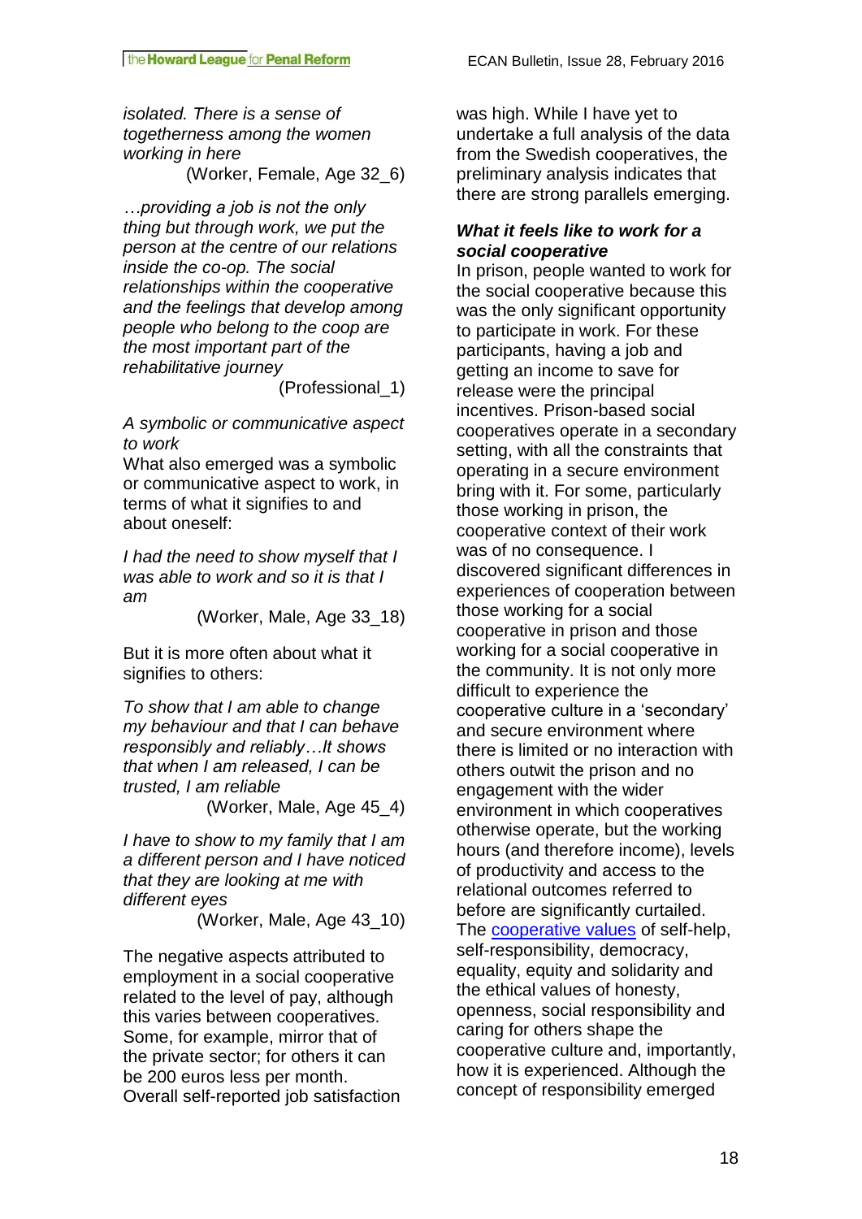*isolated. There is a sense of togetherness among the women working in here*

(Worker, Female, Age 32_6)

*…providing a job is not the only thing but through work, we put the person at the centre of our relations inside the co-op. The social relationships within the cooperative and the feelings that develop among people who belong to the coop are the most important part of the rehabilitative journey*

(Professional_1)

*A symbolic or communicative aspect to work*

What also emerged was a symbolic or communicative aspect to work, in terms of what it signifies to and about oneself:

*I had the need to show myself that I was able to work and so it is that I am*

(Worker, Male, Age 33_18)

But it is more often about what it signifies to others:

*To show that I am able to change my behaviour and that I can behave responsibly and reliably…It shows that when I am released, I can be trusted, I am reliable*

(Worker, Male, Age 45_4)

*I have to show to my family that I am a different person and I have noticed that they are looking at me with different eyes*

(Worker, Male, Age 43_10)

The negative aspects attributed to employment in a social cooperative related to the level of pay, although this varies between cooperatives. Some, for example, mirror that of the private sector; for others it can be 200 euros less per month. Overall self-reported job satisfaction was high. While I have yet to undertake a full analysis of the data from the Swedish cooperatives, the preliminary analysis indicates that there are strong parallels emerging.

***What it feels like to work for a social cooperative***

In prison, people wanted to work for the social cooperative because this was the only significant opportunity to participate in work. For these participants, having a job and getting an income to save for release were the principal incentives. Prison-based social cooperatives operate in a secondary setting, with all the constraints that operating in a secure environment bring with it. For some, particularly those working in prison, the cooperative context of their work was of no consequence. I discovered significant differences in experiences of cooperation between those working for a social cooperative in prison and those working for a social cooperative in the community. It is not only more difficult to experience the cooperative culture in a 'secondary' and secure environment where there is limited or no interaction with others outwit the prison and no engagement with the wider environment in which cooperatives otherwise operate, but the working hours (and therefore income), levels of productivity and access to the relational outcomes referred to before are significantly curtailed. The cooperative values of self-help, self-responsibility, democracy, equality, equity and solidarity and the ethical values of honesty, openness, social responsibility and caring for others shape the cooperative culture and, importantly, how it is experienced. Although the concept of responsibility emerged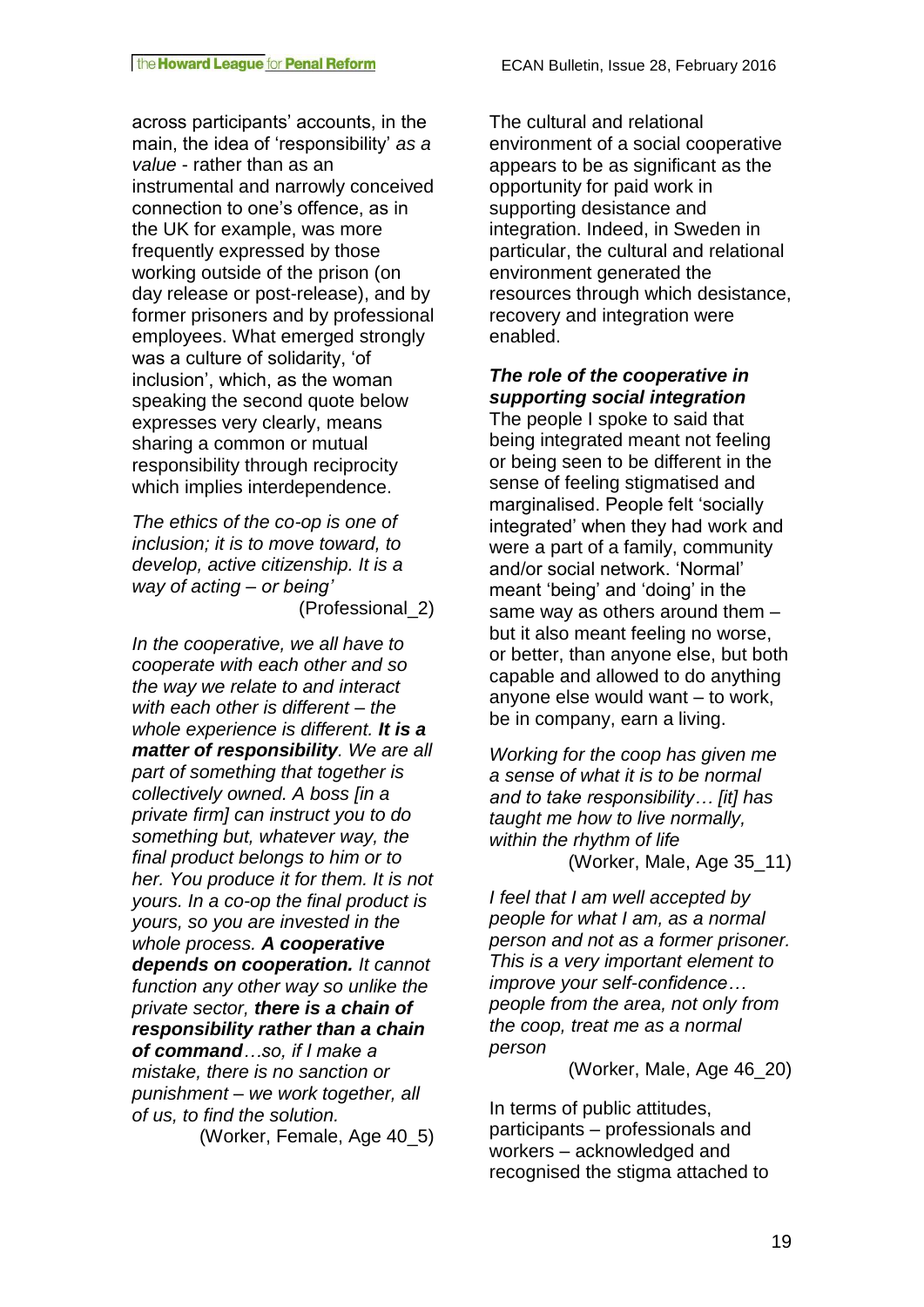across participants' accounts, in the main, the idea of 'responsibility' *as a value* - rather than as an instrumental and narrowly conceived connection to one's offence, as in the UK for example, was more frequently expressed by those working outside of the prison (on day release or post-release), and by former prisoners and by professional employees. What emerged strongly was a culture of solidarity, 'of inclusion', which, as the woman speaking the second quote below expresses very clearly, means sharing a common or mutual responsibility through reciprocity which implies interdependence.

*The ethics of the co-op is one of inclusion; it is to move toward, to develop, active citizenship. It is a way of acting – or being'*
(Professional_2)

*In the cooperative, we all have to cooperate with each other and so the way we relate to and interact with each other is different – the whole experience is different.* ***It is a matter of responsibility****. We are all part of something that together is collectively owned. A boss [in a private firm] can instruct you to do something but, whatever way, the final product belongs to him or to her. You produce it for them. It is not yours. In a co-op the final product is yours, so you are invested in the whole process.* ***A cooperative depends on cooperation.*** *It cannot function any other way so unlike the private sector,* ***there is a chain of responsibility rather than a chain of command****…so, if I make a mistake, there is no sanction or punishment – we work together, all of us, to find the solution.*
(Worker, Female, Age 40_5)

The cultural and relational environment of a social cooperative appears to be as significant as the opportunity for paid work in supporting desistance and integration. Indeed, in Sweden in particular, the cultural and relational environment generated the resources through which desistance, recovery and integration were enabled.

***The role of the cooperative in supporting social integration***

The people I spoke to said that being integrated meant not feeling or being seen to be different in the sense of feeling stigmatised and marginalised. People felt 'socially integrated' when they had work and were a part of a family, community and/or social network. 'Normal' meant 'being' and 'doing' in the same way as others around them – but it also meant feeling no worse, or better, than anyone else, but both capable and allowed to do anything anyone else would want – to work, be in company, earn a living.

*Working for the coop has given me a sense of what it is to be normal and to take responsibility… [it] has taught me how to live normally, within the rhythm of life*
(Worker, Male, Age 35_11)

*I feel that I am well accepted by people for what I am, as a normal person and not as a former prisoner. This is a very important element to improve your self-confidence… people from the area, not only from the coop, treat me as a normal person*
(Worker, Male, Age 46_20)

In terms of public attitudes, participants – professionals and workers – acknowledged and recognised the stigma attached to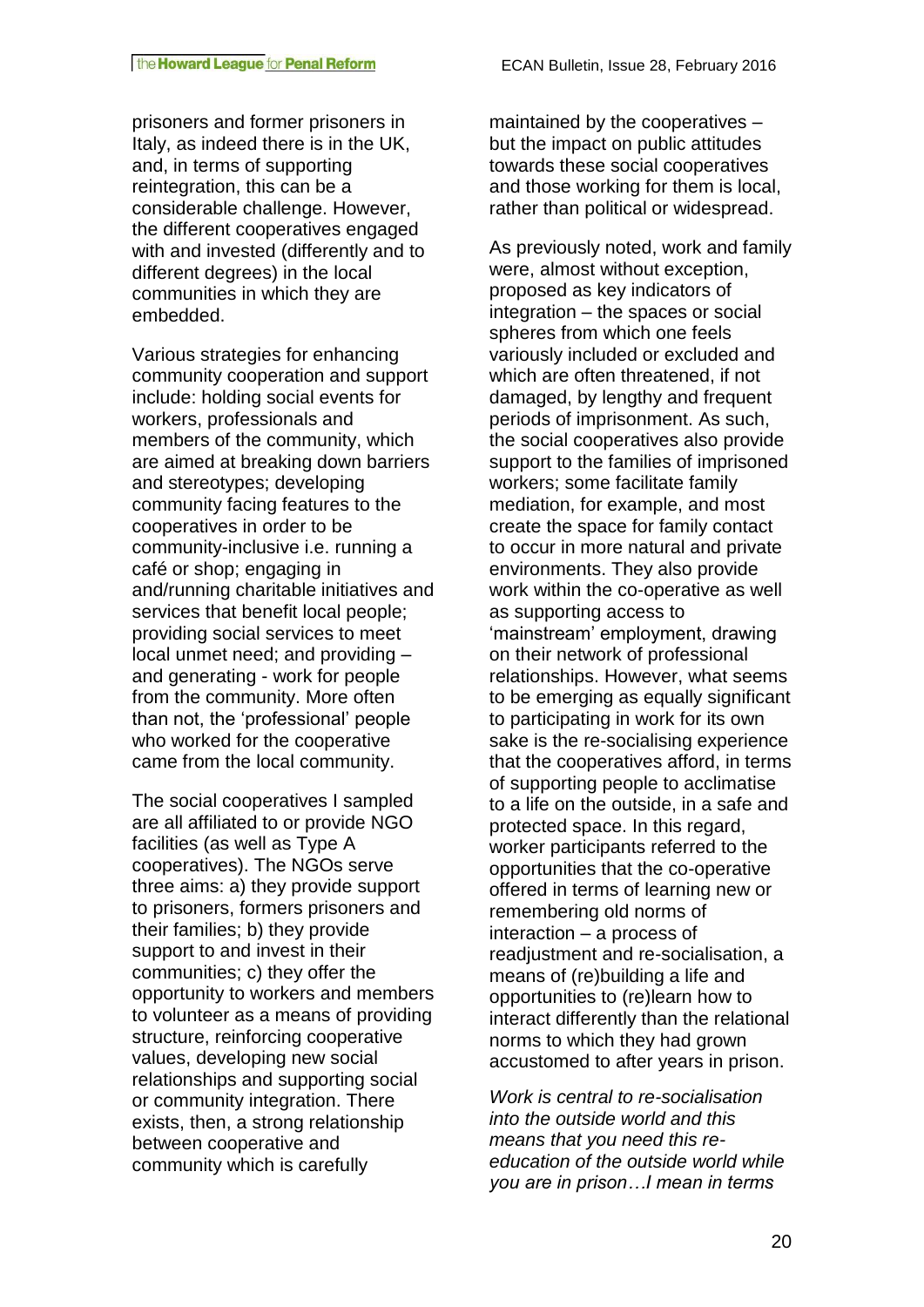prisoners and former prisoners in Italy, as indeed there is in the UK, and, in terms of supporting reintegration, this can be a considerable challenge. However, the different cooperatives engaged with and invested (differently and to different degrees) in the local communities in which they are embedded.

Various strategies for enhancing community cooperation and support include: holding social events for workers, professionals and members of the community, which are aimed at breaking down barriers and stereotypes; developing community facing features to the cooperatives in order to be community-inclusive i.e. running a café or shop; engaging in and/running charitable initiatives and services that benefit local people; providing social services to meet local unmet need; and providing – and generating - work for people from the community. More often than not, the 'professional' people who worked for the cooperative came from the local community.

The social cooperatives I sampled are all affiliated to or provide NGO facilities (as well as Type A cooperatives). The NGOs serve three aims: a) they provide support to prisoners, formers prisoners and their families; b) they provide support to and invest in their communities; c) they offer the opportunity to workers and members to volunteer as a means of providing structure, reinforcing cooperative values, developing new social relationships and supporting social or community integration. There exists, then, a strong relationship between cooperative and community which is carefully maintained by the cooperatives – but the impact on public attitudes towards these social cooperatives and those working for them is local, rather than political or widespread.

As previously noted, work and family were, almost without exception, proposed as key indicators of integration – the spaces or social spheres from which one feels variously included or excluded and which are often threatened, if not damaged, by lengthy and frequent periods of imprisonment. As such, the social cooperatives also provide support to the families of imprisoned workers; some facilitate family mediation, for example, and most create the space for family contact to occur in more natural and private environments. They also provide work within the co-operative as well as supporting access to 'mainstream' employment, drawing on their network of professional relationships. However, what seems to be emerging as equally significant to participating in work for its own sake is the re-socialising experience that the cooperatives afford, in terms of supporting people to acclimatise to a life on the outside, in a safe and protected space. In this regard, worker participants referred to the opportunities that the co-operative offered in terms of learning new or remembering old norms of interaction – a process of readjustment and re-socialisation, a means of (re)building a life and opportunities to (re)learn how to interact differently than the relational norms to which they had grown accustomed to after years in prison.

*Work is central to re-socialisation into the outside world and this means that you need this re-education of the outside world while you are in prison…I mean in terms*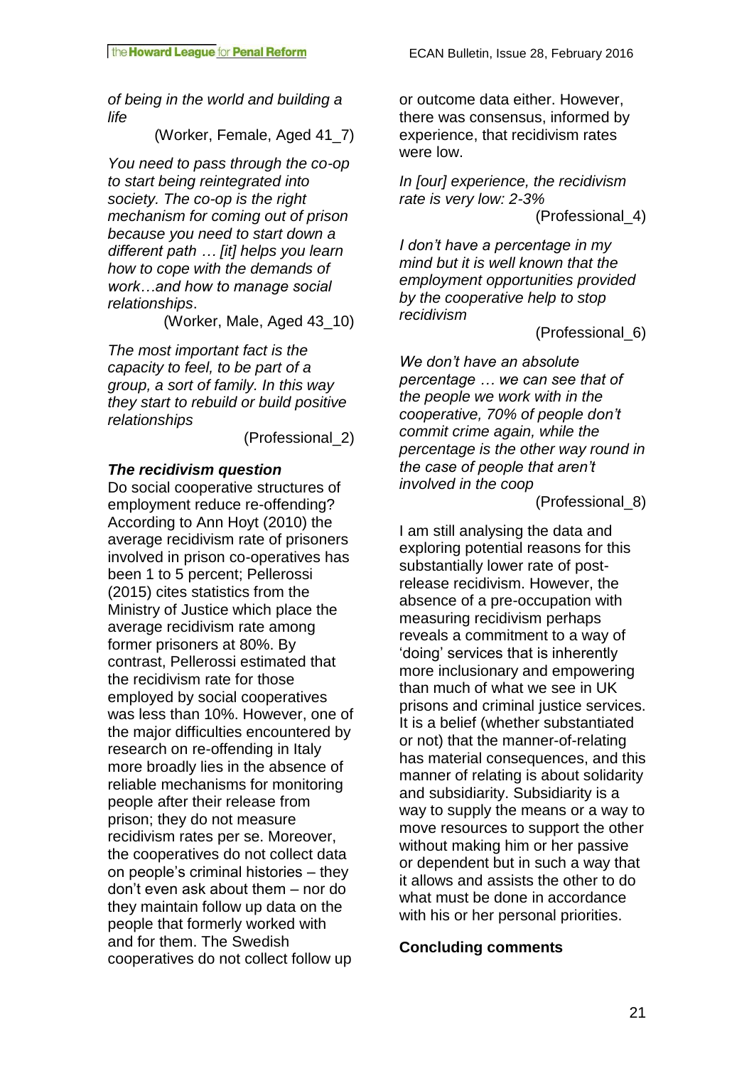*of being in the world and building a life*

(Worker, Female, Aged 41_7)

*You need to pass through the co-op to start being reintegrated into society. The co-op is the right mechanism for coming out of prison because you need to start down a different path … [it] helps you learn how to cope with the demands of work…and how to manage social relationships*.

(Worker, Male, Aged 43_10)

*The most important fact is the capacity to feel, to be part of a group, a sort of family. In this way they start to rebuild or build positive relationships*

(Professional_2)

### *The recidivism question*

Do social cooperative structures of employment reduce re-offending? According to Ann Hoyt (2010) the average recidivism rate of prisoners involved in prison co-operatives has been 1 to 5 percent; Pellerossi (2015) cites statistics from the Ministry of Justice which place the average recidivism rate among former prisoners at 80%. By contrast, Pellerossi estimated that the recidivism rate for those employed by social cooperatives was less than 10%. However, one of the major difficulties encountered by research on re-offending in Italy more broadly lies in the absence of reliable mechanisms for monitoring people after their release from prison; they do not measure recidivism rates per se. Moreover, the cooperatives do not collect data on people's criminal histories – they don't even ask about them – nor do they maintain follow up data on the people that formerly worked with and for them. The Swedish cooperatives do not collect follow up or outcome data either. However, there was consensus, informed by experience, that recidivism rates were low.

*In [our] experience, the recidivism rate is very low: 2-3%*

(Professional_4)

*I don't have a percentage in my mind but it is well known that the employment opportunities provided by the cooperative help to stop recidivism*

(Professional_6)

*We don't have an absolute percentage … we can see that of the people we work with in the cooperative, 70% of people don't commit crime again, while the percentage is the other way round in the case of people that aren't involved in the coop*

(Professional_8)

I am still analysing the data and exploring potential reasons for this substantially lower rate of post-release recidivism. However, the absence of a pre-occupation with measuring recidivism perhaps reveals a commitment to a way of 'doing' services that is inherently more inclusionary and empowering than much of what we see in UK prisons and criminal justice services. It is a belief (whether substantiated or not) that the manner-of-relating has material consequences, and this manner of relating is about solidarity and subsidiarity. Subsidiarity is a way to supply the means or a way to move resources to support the other without making him or her passive or dependent but in such a way that it allows and assists the other to do what must be done in accordance with his or her personal priorities.

### Concluding comments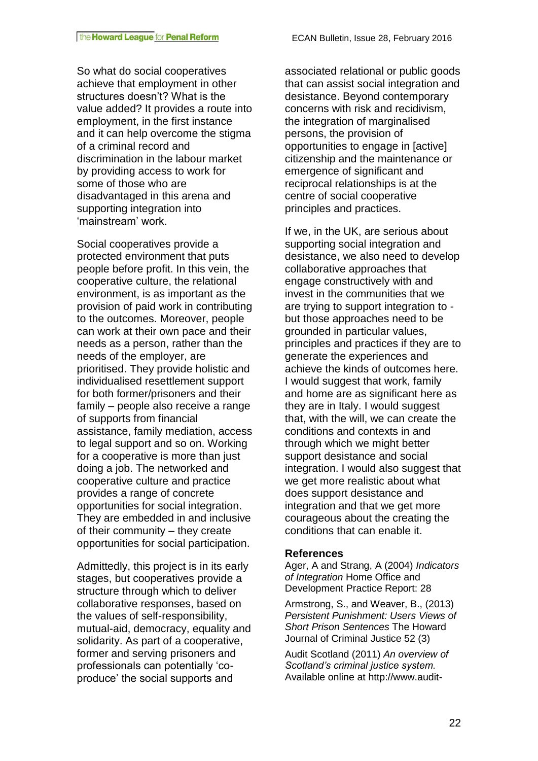So what do social cooperatives achieve that employment in other structures doesn't? What is the value added? It provides a route into employment, in the first instance and it can help overcome the stigma of a criminal record and discrimination in the labour market by providing access to work for some of those who are disadvantaged in this arena and supporting integration into 'mainstream' work.

Social cooperatives provide a protected environment that puts people before profit. In this vein, the cooperative culture, the relational environment, is as important as the provision of paid work in contributing to the outcomes. Moreover, people can work at their own pace and their needs as a person, rather than the needs of the employer, are prioritised. They provide holistic and individualised resettlement support for both former/prisoners and their family – people also receive a range of supports from financial assistance, family mediation, access to legal support and so on. Working for a cooperative is more than just doing a job. The networked and cooperative culture and practice provides a range of concrete opportunities for social integration. They are embedded in and inclusive of their community – they create opportunities for social participation.

Admittedly, this project is in its early stages, but cooperatives provide a structure through which to deliver collaborative responses, based on the values of self-responsibility, mutual-aid, democracy, equality and solidarity. As part of a cooperative, former and serving prisoners and professionals can potentially 'co-produce' the social supports and associated relational or public goods that can assist social integration and desistance. Beyond contemporary concerns with risk and recidivism, the integration of marginalised persons, the provision of opportunities to engage in [active] citizenship and the maintenance or emergence of significant and reciprocal relationships is at the centre of social cooperative principles and practices.

If we, in the UK, are serious about supporting social integration and desistance, we also need to develop collaborative approaches that engage constructively with and invest in the communities that we are trying to support integration to - but those approaches need to be grounded in particular values, principles and practices if they are to generate the experiences and achieve the kinds of outcomes here. I would suggest that work, family and home are as significant here as they are in Italy. I would suggest that, with the will, we can create the conditions and contexts in and through which we might better support desistance and social integration. I would also suggest that we get more realistic about what does support desistance and integration and that we get more courageous about the creating the conditions that can enable it.

## References

Ager, A and Strang, A (2004) *Indicators of Integration* Home Office and Development Practice Report: 28

Armstrong, S., and Weaver, B., (2013) *Persistent Punishment: Users Views of Short Prison Sentences* The Howard Journal of Criminal Justice 52 (3)

Audit Scotland (2011) *An overview of Scotland's criminal justice system.* Available online at http://www.audit-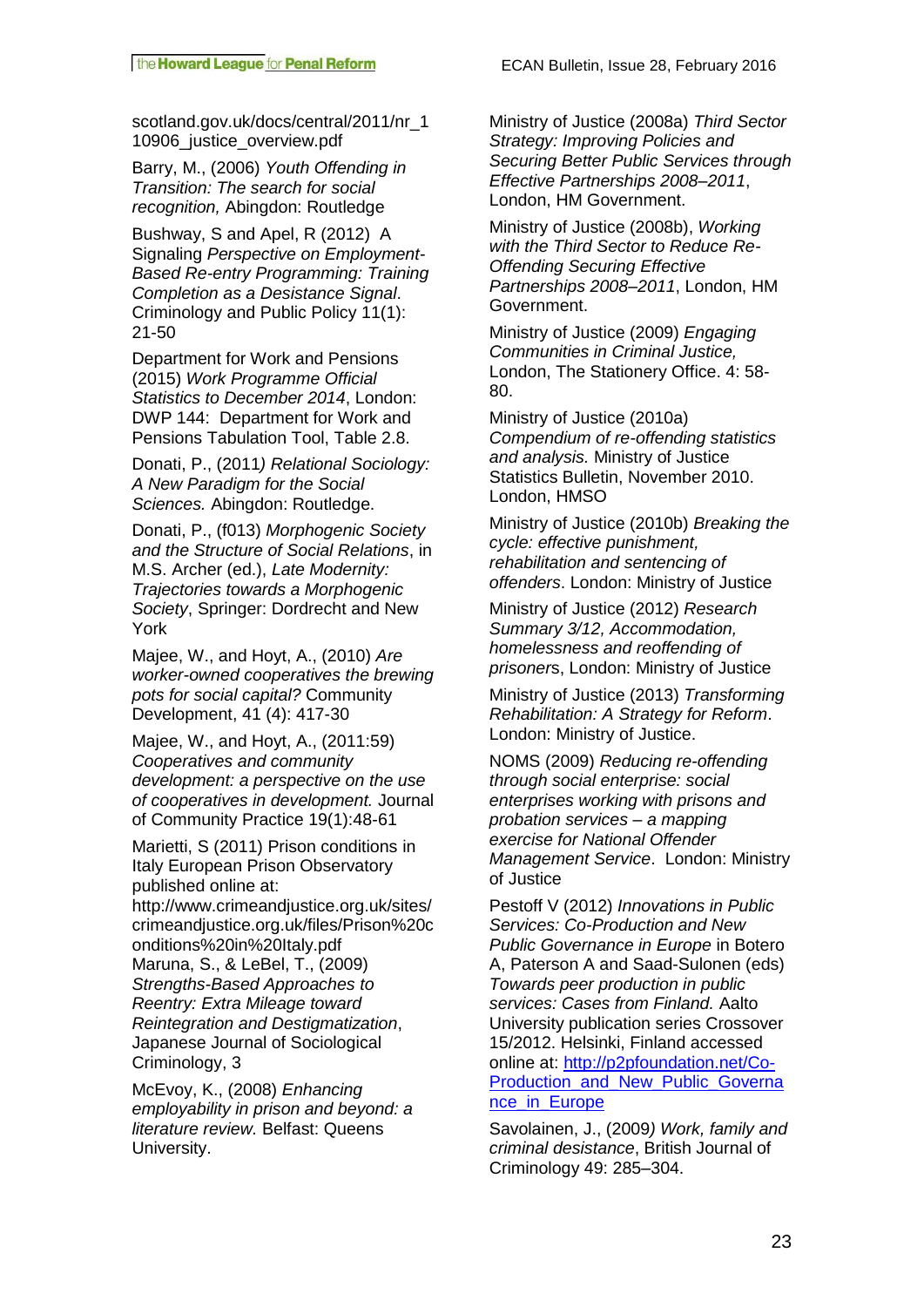scotland.gov.uk/docs/central/2011/nr_110906_justice_overview.pdf

Barry, M., (2006) *Youth Offending in Transition: The search for social recognition,* Abingdon: Routledge

Bushway, S and Apel, R (2012) A Signaling *Perspective on Employment-Based Re-entry Programming: Training Completion as a Desistance Signal*. Criminology and Public Policy 11(1): 21-50

Department for Work and Pensions (2015) *Work Programme Official Statistics to December 2014*, London: DWP 144: Department for Work and Pensions Tabulation Tool, Table 2.8.

Donati, P., (2011*) Relational Sociology: A New Paradigm for the Social Sciences.* Abingdon: Routledge.

Donati, P., (f013) *Morphogenic Society and the Structure of Social Relations*, in M.S. Archer (ed.), *Late Modernity: Trajectories towards a Morphogenic Society*, Springer: Dordrecht and New York

Majee, W., and Hoyt, A., (2010) *Are worker-owned cooperatives the brewing pots for social capital?* Community Development, 41 (4): 417-30

Majee, W., and Hoyt, A., (2011:59) *Cooperatives and community development: a perspective on the use of cooperatives in development.* Journal of Community Practice 19(1):48-61

Marietti, S (2011) Prison conditions in Italy European Prison Observatory published online at: http://www.crimeandjustice.org.uk/sites/crimeandjustice.org.uk/files/Prison%20conditions%20in%20Italy.pdf

Maruna, S., & LeBel, T., (2009) *Strengths-Based Approaches to Reentry: Extra Mileage toward Reintegration and Destigmatization*, Japanese Journal of Sociological Criminology, 3

McEvoy, K., (2008) *Enhancing employability in prison and beyond: a literature review.* Belfast: Queens University.

Ministry of Justice (2008a) *Third Sector Strategy: Improving Policies and Securing Better Public Services through Effective Partnerships 2008–2011*, London, HM Government.

Ministry of Justice (2008b), *Working with the Third Sector to Reduce Re-Offending Securing Effective Partnerships 2008–2011*, London, HM Government.

Ministry of Justice (2009) *Engaging Communities in Criminal Justice,* London, The Stationery Office. 4: 58-80.

Ministry of Justice (2010a) *Compendium of re-offending statistics and analysis.* Ministry of Justice Statistics Bulletin, November 2010. London, HMSO

Ministry of Justice (2010b) *Breaking the cycle: effective punishment, rehabilitation and sentencing of offenders*. London: Ministry of Justice

Ministry of Justice (2012) *Research Summary 3/12, Accommodation, homelessness and reoffending of prisoner*s, London: Ministry of Justice

Ministry of Justice (2013) *Transforming Rehabilitation: A Strategy for Reform*. London: Ministry of Justice.

NOMS (2009) *Reducing re-offending through social enterprise: social enterprises working with prisons and probation services – a mapping exercise for National Offender Management Service*. London: Ministry of Justice

Pestoff V (2012) *Innovations in Public Services: Co-Production and New Public Governance in Europe* in Botero A, Paterson A and Saad-Sulonen (eds) *Towards peer production in public services: Cases from Finland.* Aalto University publication series Crossover 15/2012. Helsinki, Finland accessed online at: [http://p2pfoundation.net/Co-Production_and_New_Public_Governance_in_Europe](http://p2pfoundation.net/Co-Production_and_New_Public_Governance_in_Europe)

Savolainen, J., (2009*) Work, family and criminal desistance*, British Journal of Criminology 49: 285–304.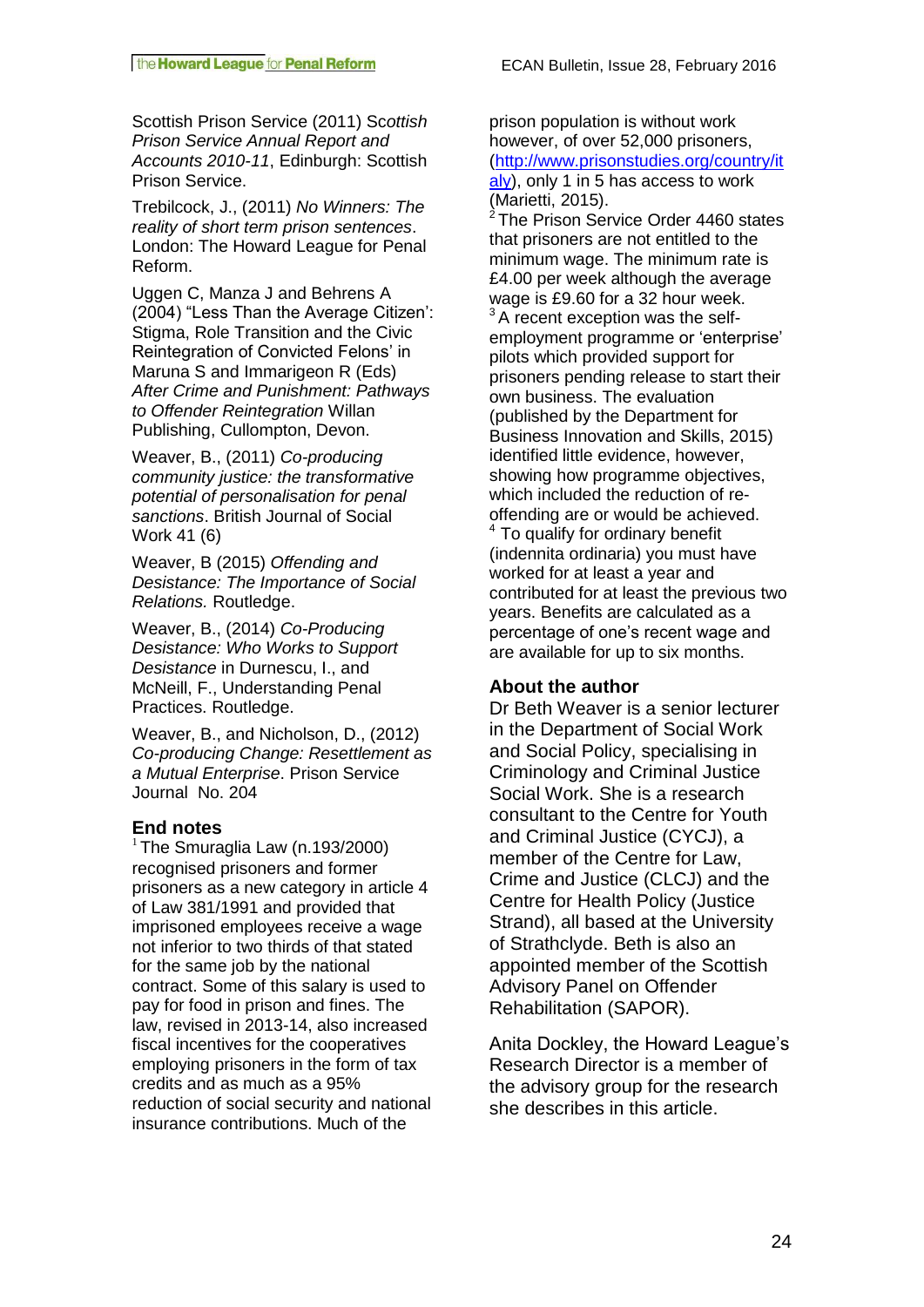Scottish Prison Service (2011) S*cottish Prison Service Annual Report and Accounts 2010-11*, Edinburgh: Scottish Prison Service.

Trebilcock, J., (2011) *No Winners: The reality of short term prison sentences*. London: The Howard League for Penal Reform.

Uggen C, Manza J and Behrens A (2004) "Less Than the Average Citizen': Stigma, Role Transition and the Civic Reintegration of Convicted Felons' in Maruna S and Immarigeon R (Eds) *After Crime and Punishment: Pathways to Offender Reintegration* Willan Publishing, Cullompton, Devon.

Weaver, B., (2011) *Co-producing community justice: the transformative potential of personalisation for penal sanctions*. British Journal of Social Work 41 (6)

Weaver, B (2015) *Offending and Desistance: The Importance of Social Relations.* Routledge.

Weaver, B., (2014) *Co-Producing Desistance: Who Works to Support Desistance* in Durnescu, I., and McNeill, F., Understanding Penal Practices. Routledge.

Weaver, B., and Nicholson, D., (2012) *Co-producing Change: Resettlement as a Mutual Enterprise*. Prison Service Journal No. 204

## End notes

[1] The Smuraglia Law (n.193/2000) recognised prisoners and former prisoners as a new category in article 4 of Law 381/1991 and provided that imprisoned employees receive a wage not inferior to two thirds of that stated for the same job by the national contract. Some of this salary is used to pay for food in prison and fines. The law, revised in 2013-14, also increased fiscal incentives for the cooperatives employing prisoners in the form of tax credits and as much as a 95% reduction of social security and national insurance contributions. Much of the prison population is without work however, of over 52,000 prisoners, (http://www.prisonstudies.org/country/italy), only 1 in 5 has access to work (Marietti, 2015).

[2] The Prison Service Order 4460 states that prisoners are not entitled to the minimum wage. The minimum rate is £4.00 per week although the average wage is £9.60 for a 32 hour week.

[3] A recent exception was the self-employment programme or 'enterprise' pilots which provided support for prisoners pending release to start their own business. The evaluation (published by the Department for Business Innovation and Skills, 2015) identified little evidence, however, showing how programme objectives, which included the reduction of re-offending are or would be achieved.

[4] To qualify for ordinary benefit (indennita ordinaria) you must have worked for at least a year and contributed for at least the previous two years. Benefits are calculated as a percentage of one's recent wage and are available for up to six months.

## About the author

Dr Beth Weaver is a senior lecturer in the Department of Social Work and Social Policy, specialising in Criminology and Criminal Justice Social Work. She is a research consultant to the Centre for Youth and Criminal Justice (CYCJ), a member of the Centre for Law, Crime and Justice (CLCJ) and the Centre for Health Policy (Justice Strand), all based at the University of Strathclyde. Beth is also an appointed member of the Scottish Advisory Panel on Offender Rehabilitation (SAPOR).

Anita Dockley, the Howard League's Research Director is a member of the advisory group for the research she describes in this article.